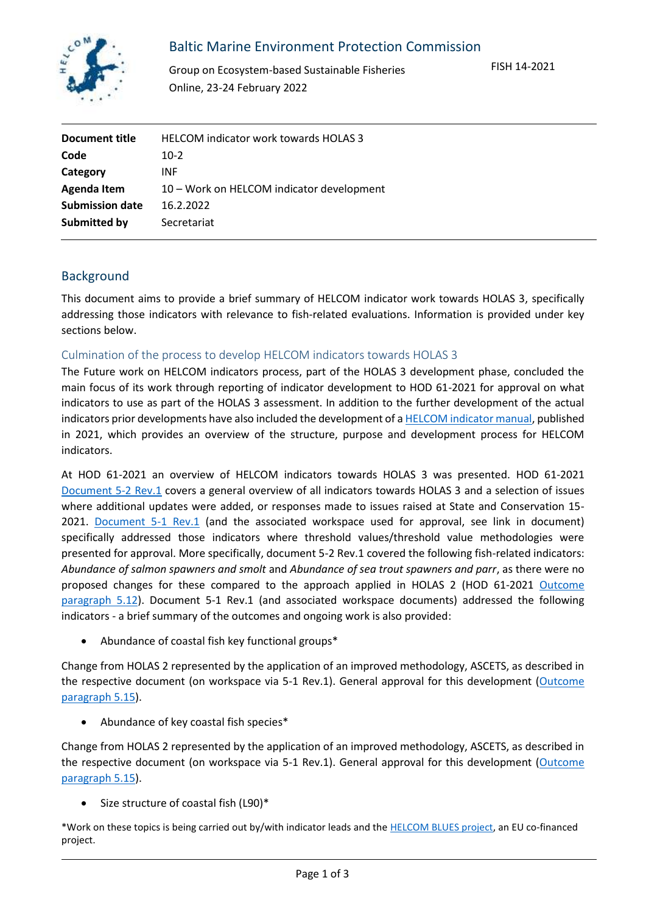Baltic Marine Environment Protection Commission

Group on Ecosystem-based Sustainable Fisheries
Online, 23-24 February 2022

FISH 14-2021

| | |
|---|---|
| **Document title** | HELCOM indicator work towards HOLAS 3 |
| **Code** | 10-2 |
| **Category** | INF |
| **Agenda Item** | 10 – Work on HELCOM indicator development |
| **Submission date** | 16.2.2022 |
| **Submitted by** | Secretariat |

## Background

This document aims to provide a brief summary of HELCOM indicator work towards HOLAS 3, specifically addressing those indicators with relevance to fish-related evaluations. Information is provided under key sections below.

### Culmination of the process to develop HELCOM indicators towards HOLAS 3

The Future work on HELCOM indicators process, part of the HOLAS 3 development phase, concluded the main focus of its work through reporting of indicator development to HOD 61-2021 for approval on what indicators to use as part of the HOLAS 3 assessment. In addition to the further development of the actual indicators prior developments have also included the development of a HELCOM indicator manual, published in 2021, which provides an overview of the structure, purpose and development process for HELCOM indicators.

At HOD 61-2021 an overview of HELCOM indicators towards HOLAS 3 was presented. HOD 61-2021 Document 5-2 Rev.1 covers a general overview of all indicators towards HOLAS 3 and a selection of issues where additional updates were added, or responses made to issues raised at State and Conservation 15-2021. Document 5-1 Rev.1 (and the associated workspace used for approval, see link in document) specifically addressed those indicators where threshold values/threshold value methodologies were presented for approval. More specifically, document 5-2 Rev.1 covered the following fish-related indicators: *Abundance of salmon spawners and smolt* and *Abundance of sea trout spawners and parr*, as there were no proposed changes for these compared to the approach applied in HOLAS 2 (HOD 61-2021 Outcome paragraph 5.12). Document 5-1 Rev.1 (and associated workspace documents) addressed the following indicators - a brief summary of the outcomes and ongoing work is also provided:

- Abundance of coastal fish key functional groups*

Change from HOLAS 2 represented by the application of an improved methodology, ASCETS, as described in the respective document (on workspace via 5-1 Rev.1). General approval for this development (Outcome paragraph 5.15).

- Abundance of key coastal fish species*

Change from HOLAS 2 represented by the application of an improved methodology, ASCETS, as described in the respective document (on workspace via 5-1 Rev.1). General approval for this development (Outcome paragraph 5.15).

- Size structure of coastal fish (L90)*

*Work on these topics is being carried out by/with indicator leads and the HELCOM BLUES project, an EU co-financed project.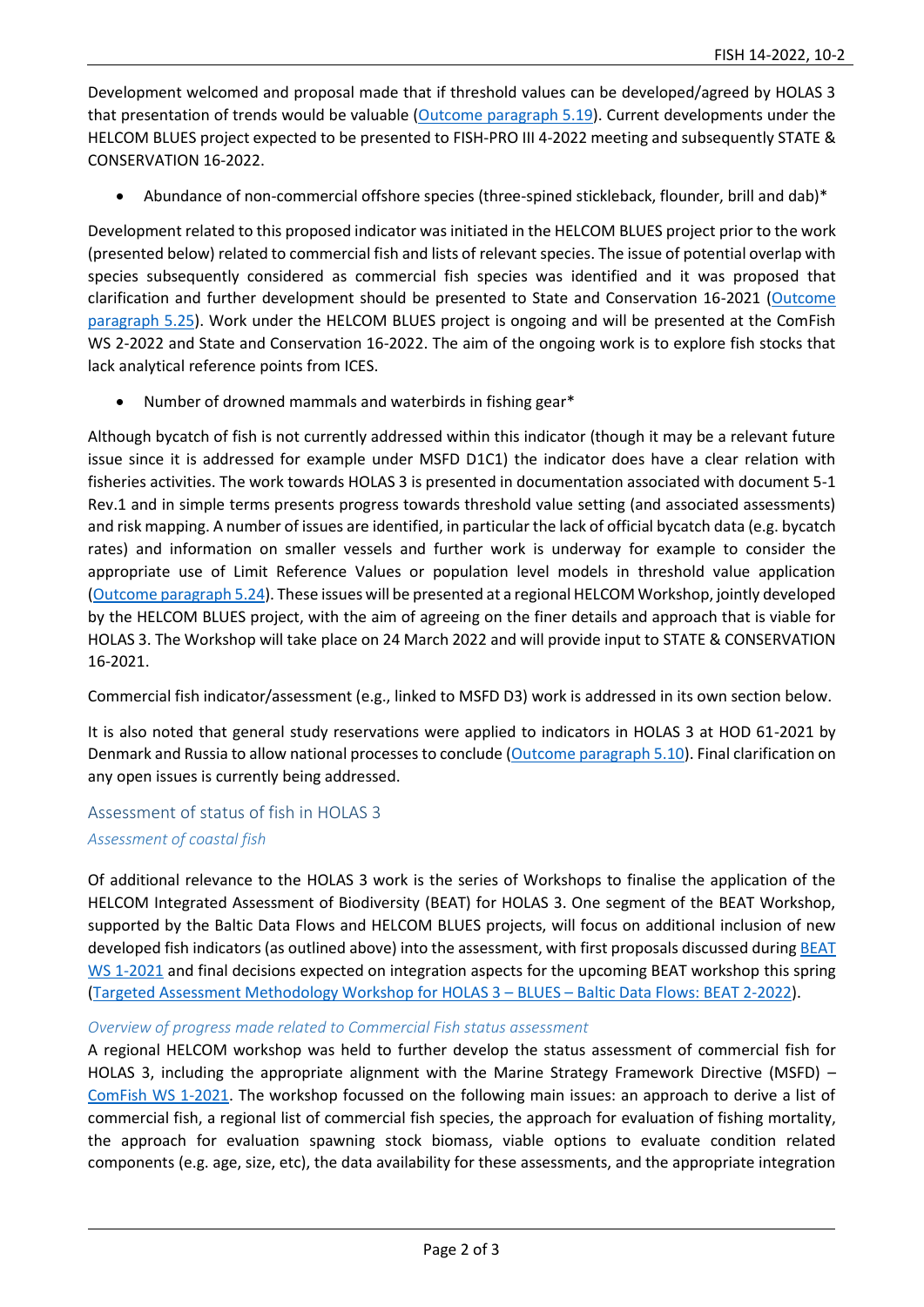Development welcomed and proposal made that if threshold values can be developed/agreed by HOLAS 3 that presentation of trends would be valuable (Outcome paragraph 5.19). Current developments under the HELCOM BLUES project expected to be presented to FISH-PRO III 4-2022 meeting and subsequently STATE & CONSERVATION 16-2022.

- Abundance of non-commercial offshore species (three-spined stickleback, flounder, brill and dab)*

Development related to this proposed indicator was initiated in the HELCOM BLUES project prior to the work (presented below) related to commercial fish and lists of relevant species. The issue of potential overlap with species subsequently considered as commercial fish species was identified and it was proposed that clarification and further development should be presented to State and Conservation 16-2021 (Outcome paragraph 5.25). Work under the HELCOM BLUES project is ongoing and will be presented at the ComFish WS 2-2022 and State and Conservation 16-2022. The aim of the ongoing work is to explore fish stocks that lack analytical reference points from ICES.

- Number of drowned mammals and waterbirds in fishing gear*

Although bycatch of fish is not currently addressed within this indicator (though it may be a relevant future issue since it is addressed for example under MSFD D1C1) the indicator does have a clear relation with fisheries activities. The work towards HOLAS 3 is presented in documentation associated with document 5-1 Rev.1 and in simple terms presents progress towards threshold value setting (and associated assessments) and risk mapping. A number of issues are identified, in particular the lack of official bycatch data (e.g. bycatch rates) and information on smaller vessels and further work is underway for example to consider the appropriate use of Limit Reference Values or population level models in threshold value application (Outcome paragraph 5.24). These issues will be presented at a regional HELCOM Workshop, jointly developed by the HELCOM BLUES project, with the aim of agreeing on the finer details and approach that is viable for HOLAS 3. The Workshop will take place on 24 March 2022 and will provide input to STATE & CONSERVATION 16-2021.

Commercial fish indicator/assessment (e.g., linked to MSFD D3) work is addressed in its own section below.

It is also noted that general study reservations were applied to indicators in HOLAS 3 at HOD 61-2021 by Denmark and Russia to allow national processes to conclude (Outcome paragraph 5.10). Final clarification on any open issues is currently being addressed.

## Assessment of status of fish in HOLAS 3

### *Assessment of coastal fish*

Of additional relevance to the HOLAS 3 work is the series of Workshops to finalise the application of the HELCOM Integrated Assessment of Biodiversity (BEAT) for HOLAS 3. One segment of the BEAT Workshop, supported by the Baltic Data Flows and HELCOM BLUES projects, will focus on additional inclusion of new developed fish indicators (as outlined above) into the assessment, with first proposals discussed during BEAT WS 1-2021 and final decisions expected on integration aspects for the upcoming BEAT workshop this spring (Targeted Assessment Methodology Workshop for HOLAS 3 – BLUES – Baltic Data Flows: BEAT 2-2022).

### *Overview of progress made related to Commercial Fish status assessment*

A regional HELCOM workshop was held to further develop the status assessment of commercial fish for HOLAS 3, including the appropriate alignment with the Marine Strategy Framework Directive (MSFD) – ComFish WS 1-2021. The workshop focussed on the following main issues: an approach to derive a list of commercial fish, a regional list of commercial fish species, the approach for evaluation of fishing mortality, the approach for evaluation spawning stock biomass, viable options to evaluate condition related components (e.g. age, size, etc), the data availability for these assessments, and the appropriate integration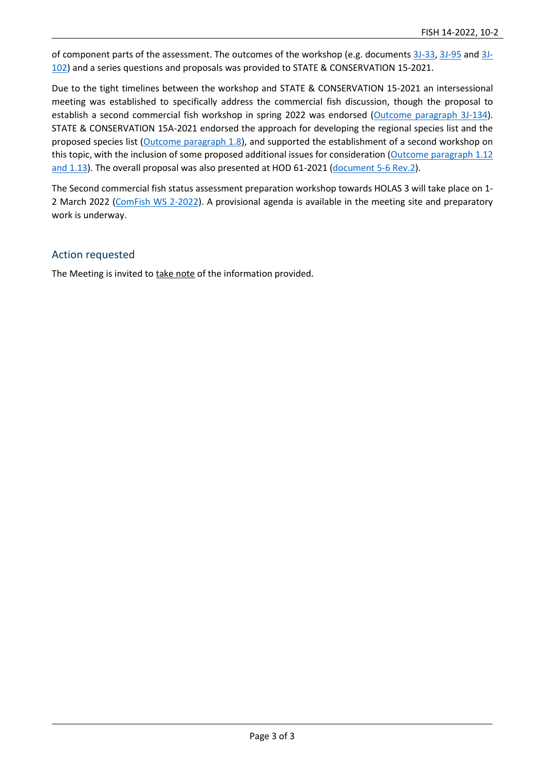of component parts of the assessment. The outcomes of the workshop (e.g. documents 3J-33, 3J-95 and 3J-102) and a series questions and proposals was provided to STATE & CONSERVATION 15-2021.

Due to the tight timelines between the workshop and STATE & CONSERVATION 15-2021 an intersessional meeting was established to specifically address the commercial fish discussion, though the proposal to establish a second commercial fish workshop in spring 2022 was endorsed (Outcome paragraph 3J-134). STATE & CONSERVATION 15A-2021 endorsed the approach for developing the regional species list and the proposed species list (Outcome paragraph 1.8), and supported the establishment of a second workshop on this topic, with the inclusion of some proposed additional issues for consideration (Outcome paragraph 1.12 and 1.13). The overall proposal was also presented at HOD 61-2021 (document 5-6 Rev.2).

The Second commercial fish status assessment preparation workshop towards HOLAS 3 will take place on 1-2 March 2022 (ComFish WS 2-2022). A provisional agenda is available in the meeting site and preparatory work is underway.

## Action requested

The Meeting is invited to take note of the information provided.